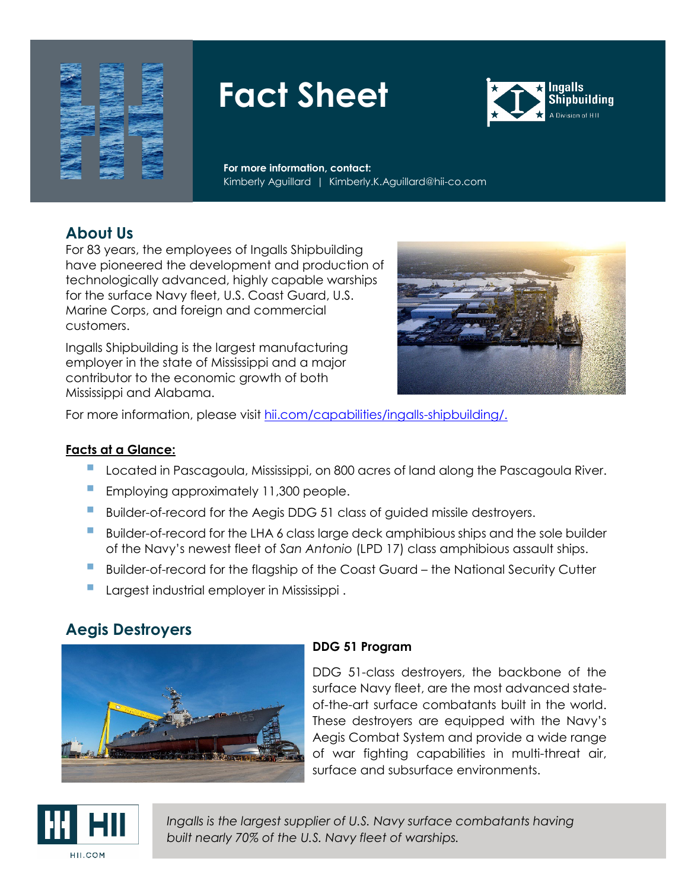# Fact Sheet

Ingalls Shipbuilding
A Division of HII

**For more information, contact:**
Kimberly Aguillard | Kimberly.K.Aguillard@hii-co.com

## About Us

For 83 years, the employees of Ingalls Shipbuilding have pioneered the development and production of technologically advanced, highly capable warships for the surface Navy fleet, U.S. Coast Guard, U.S. Marine Corps, and foreign and commercial customers.

Ingalls Shipbuilding is the largest manufacturing employer in the state of Mississippi and a major contributor to the economic growth of both Mississippi and Alabama.

For more information, please visit hii.com/capabilities/ingalls-shipbuilding/.

**Facts at a Glance:**

- Located in Pascagoula, Mississippi, on 800 acres of land along the Pascagoula River.
- Employing approximately 11,300 people.
- Builder-of-record for the Aegis DDG 51 class of guided missile destroyers.
- Builder-of-record for the LHA 6 class large deck amphibious ships and the sole builder of the Navy's newest fleet of *San Antonio* (LPD 17) class amphibious assault ships.
- Builder-of-record for the flagship of the Coast Guard – the National Security Cutter
- Largest industrial employer in Mississippi .

## Aegis Destroyers

### DDG 51 Program

DDG 51-class destroyers, the backbone of the surface Navy fleet, are the most advanced state-of-the-art surface combatants built in the world. These destroyers are equipped with the Navy's Aegis Combat System and provide a wide range of war fighting capabilities in multi-threat air, surface and subsurface environments.

*Ingalls is the largest supplier of U.S. Navy surface combatants having built nearly 70% of the U.S. Navy fleet of warships.*

HII.COM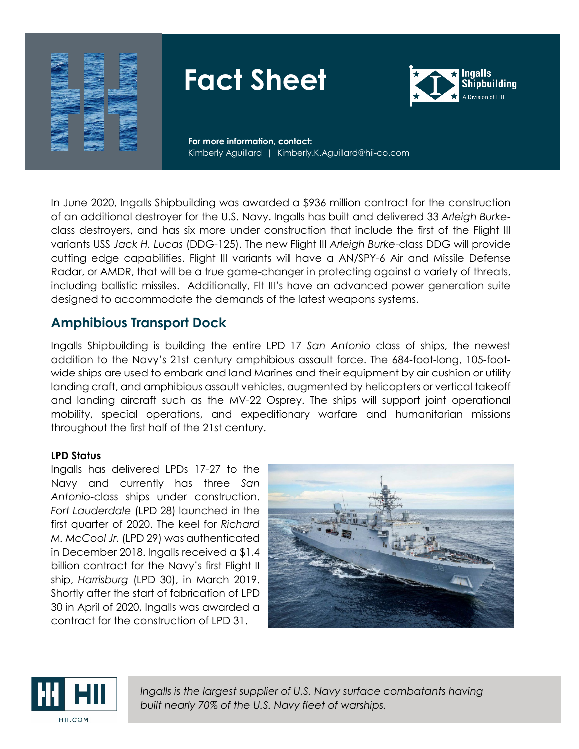# Fact Sheet

**For more information, contact:**
Kimberly Aguillard | Kimberly.K.Aguillard@hii-co.com

In June 2020, Ingalls Shipbuilding was awarded a $936 million contract for the construction of an additional destroyer for the U.S. Navy. Ingalls has built and delivered 33 *Arleigh Burke*-class destroyers, and has six more under construction that include the first of the Flight III variants USS *Jack H. Lucas* (DDG-125). The new Flight III *Arleigh Burke*-class DDG will provide cutting edge capabilities. Flight III variants will have a AN/SPY-6 Air and Missile Defense Radar, or AMDR, that will be a true game-changer in protecting against a variety of threats, including ballistic missiles. Additionally, Flt III's have an advanced power generation suite designed to accommodate the demands of the latest weapons systems.

## Amphibious Transport Dock

Ingalls Shipbuilding is building the entire LPD 17 *San Antonio* class of ships, the newest addition to the Navy's 21st century amphibious assault force. The 684-foot-long, 105-foot-wide ships are used to embark and land Marines and their equipment by air cushion or utility landing craft, and amphibious assault vehicles, augmented by helicopters or vertical takeoff and landing aircraft such as the MV-22 Osprey. The ships will support joint operational mobility, special operations, and expeditionary warfare and humanitarian missions throughout the first half of the 21st century.

### LPD Status

Ingalls has delivered LPDs 17-27 to the Navy and currently has three *San Antonio*-class ships under construction. *Fort Lauderdale* (LPD 28) launched in the first quarter of 2020. The keel for *Richard M. McCool Jr.* (LPD 29) was authenticated in December 2018. Ingalls received a $1.4 billion contract for the Navy's first Flight II ship, *Harrisburg* (LPD 30), in March 2019. Shortly after the start of fabrication of LPD 30 in April of 2020, Ingalls was awarded a contract for the construction of LPD 31.

*Ingalls is the largest supplier of U.S. Navy surface combatants having built nearly 70% of the U.S. Navy fleet of warships.*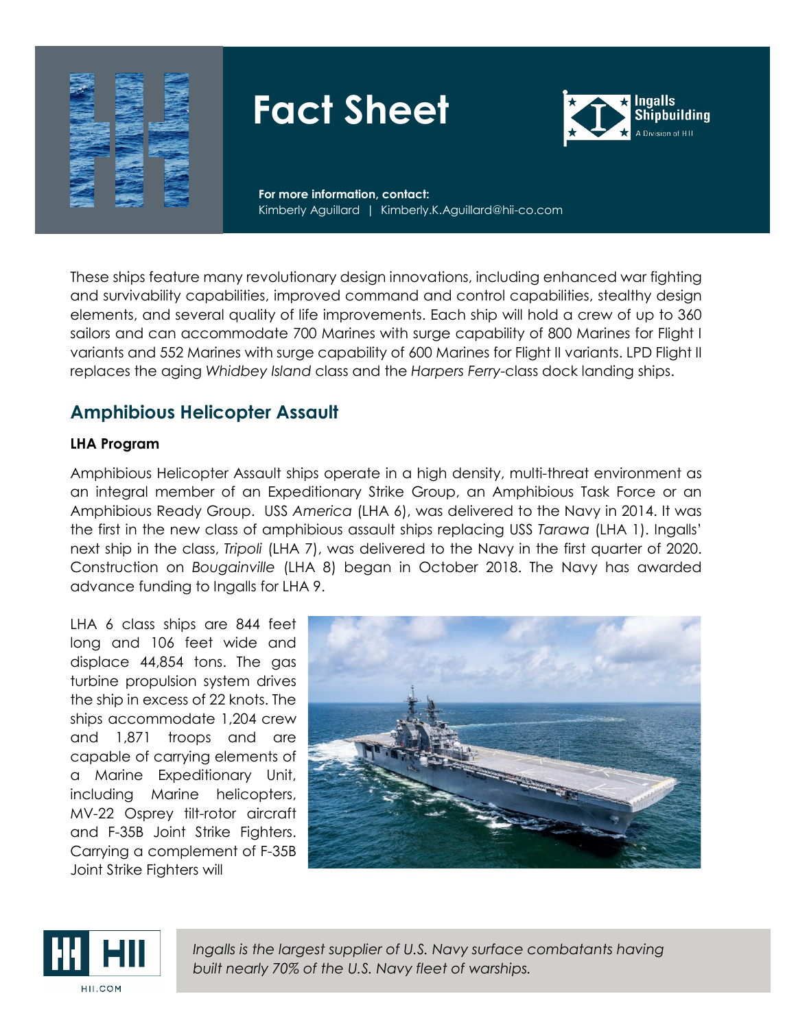These ships feature many revolutionary design innovations, including enhanced war fighting and survivability capabilities, improved command and control capabilities, stealthy design elements, and several quality of life improvements. Each ship will hold a crew of up to 360 sailors and can accommodate 700 Marines with surge capability of 800 Marines for Flight I variants and 552 Marines with surge capability of 600 Marines for Flight II variants. LPD Flight II replaces the aging *Whidbey Island* class and the *Harpers Ferry*-class dock landing ships.

## Amphibious Helicopter Assault

### LHA Program

Amphibious Helicopter Assault ships operate in a high density, multi-threat environment as an integral member of an Expeditionary Strike Group, an Amphibious Task Force or an Amphibious Ready Group. USS *America* (LHA 6), was delivered to the Navy in 2014. It was the first in the new class of amphibious assault ships replacing USS *Tarawa* (LHA 1). Ingalls' next ship in the class, *Tripoli* (LHA 7), was delivered to the Navy in the first quarter of 2020. Construction on *Bougainville* (LHA 8) began in October 2018. The Navy has awarded advance funding to Ingalls for LHA 9.

LHA 6 class ships are 844 feet long and 106 feet wide and displace 44,854 tons. The gas turbine propulsion system drives the ship in excess of 22 knots. The ships accommodate 1,204 crew and 1,871 troops and are capable of carrying elements of a Marine Expeditionary Unit, including Marine helicopters, MV-22 Osprey tilt-rotor aircraft and F-35B Joint Strike Fighters. Carrying a complement of F-35B Joint Strike Fighters will

*Ingalls is the largest supplier of U.S. Navy surface combatants having built nearly 70% of the U.S. Navy fleet of warships.*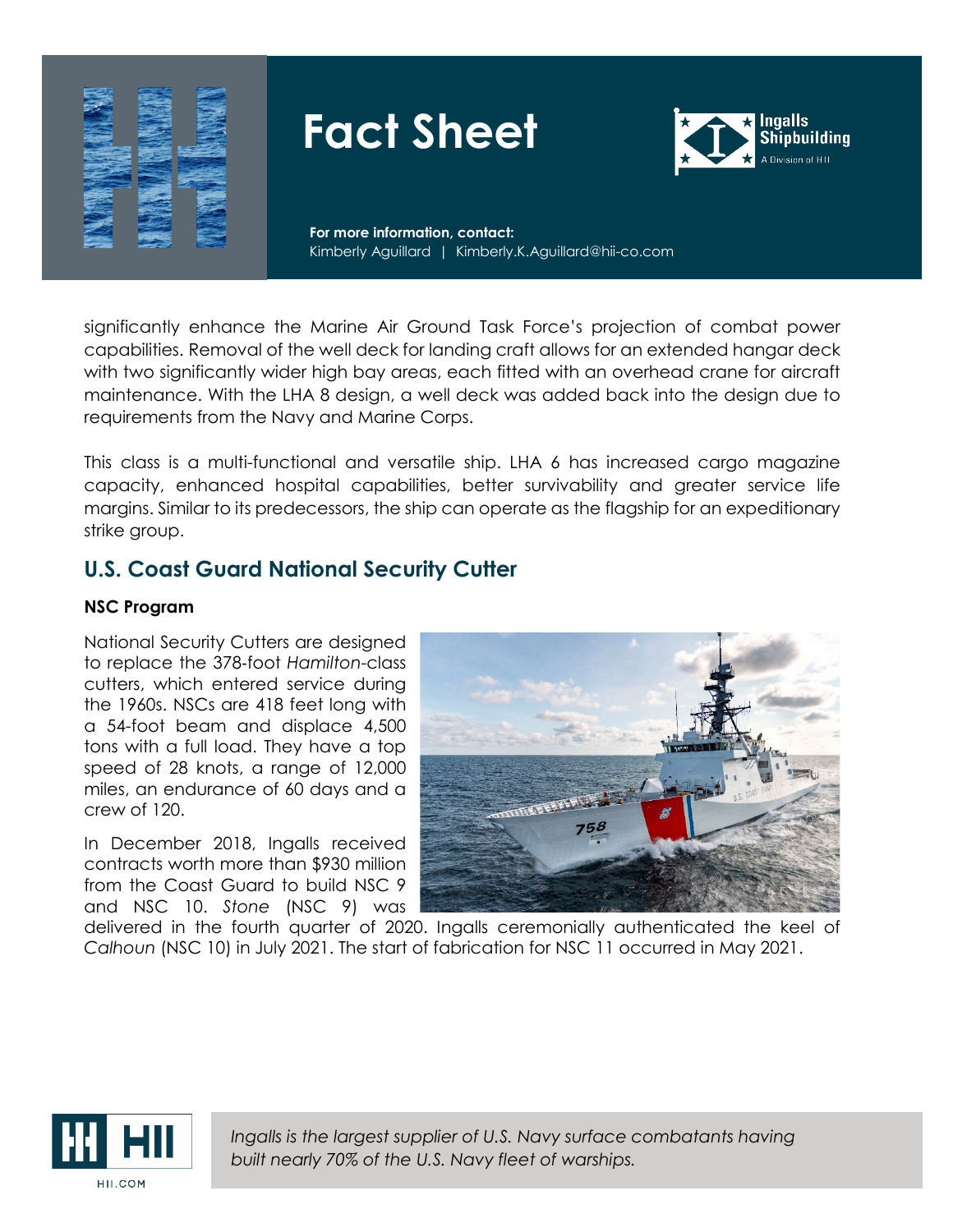significantly enhance the Marine Air Ground Task Force's projection of combat power capabilities. Removal of the well deck for landing craft allows for an extended hangar deck with two significantly wider high bay areas, each fitted with an overhead crane for aircraft maintenance. With the LHA 8 design, a well deck was added back into the design due to requirements from the Navy and Marine Corps.

This class is a multi-functional and versatile ship. LHA 6 has increased cargo magazine capacity, enhanced hospital capabilities, better survivability and greater service life margins. Similar to its predecessors, the ship can operate as the flagship for an expeditionary strike group.

## U.S. Coast Guard National Security Cutter

### NSC Program

National Security Cutters are designed to replace the 378-foot *Hamilton*-class cutters, which entered service during the 1960s. NSCs are 418 feet long with a 54-foot beam and displace 4,500 tons with a full load. They have a top speed of 28 knots, a range of 12,000 miles, an endurance of 60 days and a crew of 120.

In December 2018, Ingalls received contracts worth more than $930 million from the Coast Guard to build NSC 9 and NSC 10. *Stone* (NSC 9) was delivered in the fourth quarter of 2020. Ingalls ceremonially authenticated the keel of *Calhoun* (NSC 10) in July 2021. The start of fabrication for NSC 11 occurred in May 2021.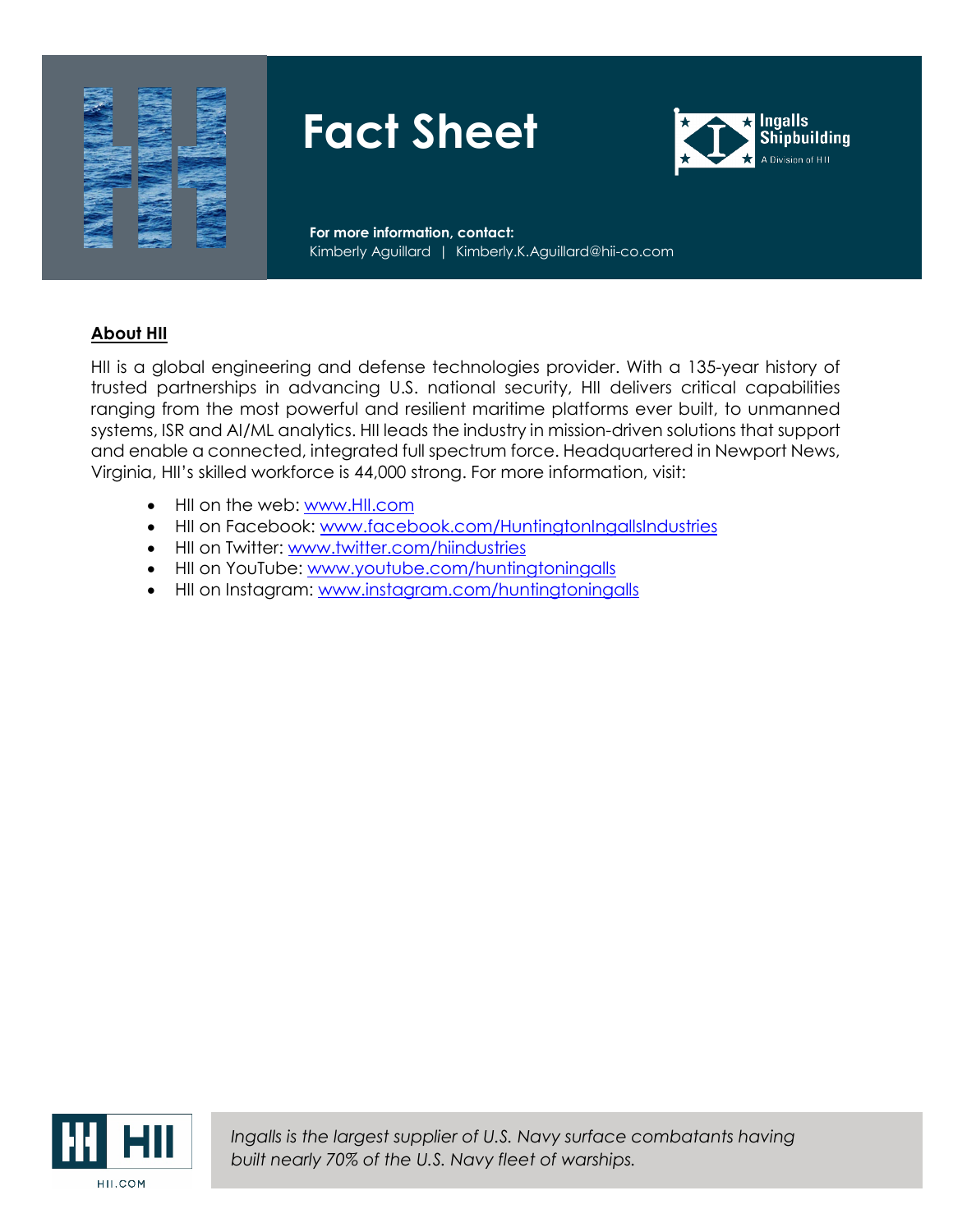# Fact Sheet

**For more information, contact:**
Kimberly Aguillard | Kimberly.K.Aguillard@hii-co.com

## About HII

HII is a global engineering and defense technologies provider. With a 135-year history of trusted partnerships in advancing U.S. national security, HII delivers critical capabilities ranging from the most powerful and resilient maritime platforms ever built, to unmanned systems, ISR and AI/ML analytics. HII leads the industry in mission-driven solutions that support and enable a connected, integrated full spectrum force. Headquartered in Newport News, Virginia, HII's skilled workforce is 44,000 strong. For more information, visit:

- HII on the web: www.HII.com
- HII on Facebook: www.facebook.com/HuntingtonIngallsIndustries
- HII on Twitter: www.twitter.com/hiindustries
- HII on YouTube: www.youtube.com/huntingtoningalls
- HII on Instagram: www.instagram.com/huntingtoningalls

*Ingalls is the largest supplier of U.S. Navy surface combatants having built nearly 70% of the U.S. Navy fleet of warships.*